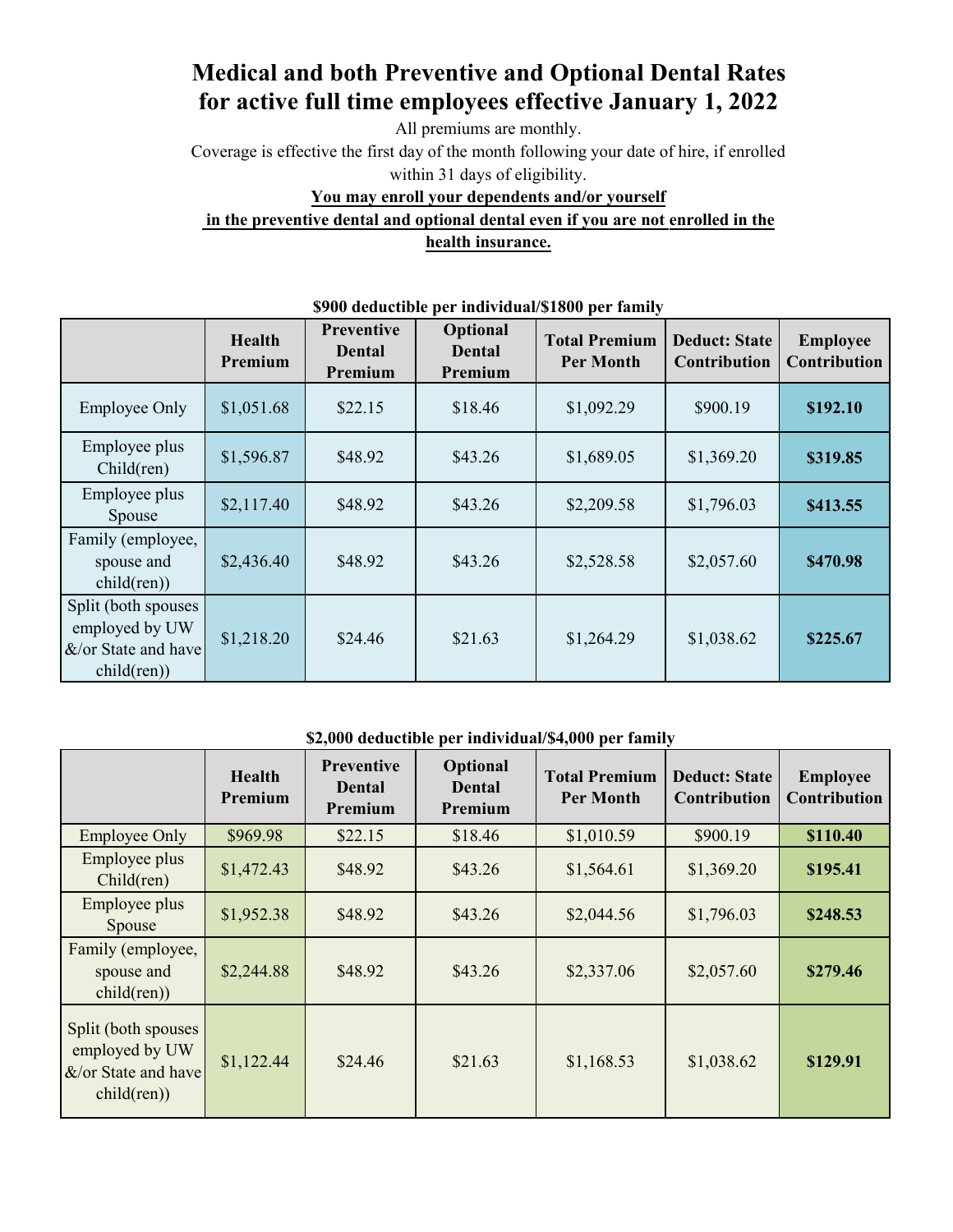# Medical and both Preventive and Optional Dental Rates for active full time employees effective January 1, 2022

All premiums are monthly.

Coverage is effective the first day of the month following your date of hire, if enrolled within 31 days of eligibility.

**You may enroll your dependents and/or yourself in the preventive dental and optional dental even if you are not enrolled in the health insurance.**

**$900 deductible per individual/$1800 per family**

| | Health Premium | Preventive Dental Premium | Optional Dental Premium | Total Premium Per Month | Deduct: State Contribution | Employee Contribution |
|---|---|---|---|---|---|---|
| Employee Only | $1,051.68 | $22.15 | $18.46 | $1,092.29 | $900.19 | **$192.10** |
| Employee plus Child(ren) | $1,596.87 | $48.92 | $43.26 | $1,689.05 | $1,369.20 | **$319.85** |
| Employee plus Spouse | $2,117.40 | $48.92 | $43.26 | $2,209.58 | $1,796.03 | **$413.55** |
| Family (employee, spouse and child(ren)) | $2,436.40 | $48.92 | $43.26 | $2,528.58 | $2,057.60 | **$470.98** |
| Split (both spouses employed by UW &/or State and have child(ren)) | $1,218.20 | $24.46 | $21.63 | $1,264.29 | $1,038.62 | **$225.67** |

**$2,000 deductible per individual/$4,000 per family**

| | Health Premium | Preventive Dental Premium | Optional Dental Premium | Total Premium Per Month | Deduct: State Contribution | Employee Contribution |
|---|---|---|---|---|---|---|
| Employee Only | $969.98 | $22.15 | $18.46 | $1,010.59 | $900.19 | **$110.40** |
| Employee plus Child(ren) | $1,472.43 | $48.92 | $43.26 | $1,564.61 | $1,369.20 | **$195.41** |
| Employee plus Spouse | $1,952.38 | $48.92 | $43.26 | $2,044.56 | $1,796.03 | **$248.53** |
| Family (employee, spouse and child(ren)) | $2,244.88 | $48.92 | $43.26 | $2,337.06 | $2,057.60 | **$279.46** |
| Split (both spouses employed by UW &/or State and have child(ren)) | $1,122.44 | $24.46 | $21.63 | $1,168.53 | $1,038.62 | **$129.91** |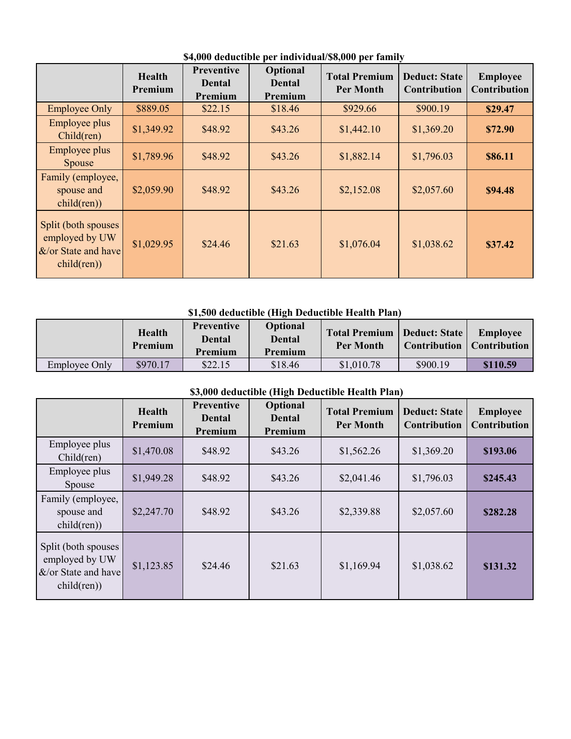**$4,000 deductible per individual/$8,000 per family**

| | Health Premium | Preventive Dental Premium | Optional Dental Premium | Total Premium Per Month | Deduct: State Contribution | Employee Contribution |
|---|---|---|---|---|---|---|
| Employee Only | $889.05 | $22.15 | $18.46 | $929.66 | $900.19 | **$29.47** |
| Employee plus Child(ren) | $1,349.92 | $48.92 | $43.26 | $1,442.10 | $1,369.20 | **$72.90** |
| Employee plus Spouse | $1,789.96 | $48.92 | $43.26 | $1,882.14 | $1,796.03 | **$86.11** |
| Family (employee, spouse and child(ren)) | $2,059.90 | $48.92 | $43.26 | $2,152.08 | $2,057.60 | **$94.48** |
| Split (both spouses employed by UW &/or State and have child(ren)) | $1,029.95 | $24.46 | $21.63 | $1,076.04 | $1,038.62 | **$37.42** |

**$1,500 deductible (High Deductible Health Plan)**

| | Health Premium | Preventive Dental Premium | Optional Dental Premium | Total Premium Per Month | Deduct: State Contribution | Employee Contribution |
|---|---|---|---|---|---|---|
| Employee Only | $970.17 | $22.15 | $18.46 | $1,010.78 | $900.19 | **$110.59** |

**$3,000 deductible (High Deductible Health Plan)**

| | Health Premium | Preventive Dental Premium | Optional Dental Premium | Total Premium Per Month | Deduct: State Contribution | Employee Contribution |
|---|---|---|---|---|---|---|
| Employee plus Child(ren) | $1,470.08 | $48.92 | $43.26 | $1,562.26 | $1,369.20 | **$193.06** |
| Employee plus Spouse | $1,949.28 | $48.92 | $43.26 | $2,041.46 | $1,796.03 | **$245.43** |
| Family (employee, spouse and child(ren)) | $2,247.70 | $48.92 | $43.26 | $2,339.88 | $2,057.60 | **$282.28** |
| Split (both spouses employed by UW &/or State and have child(ren)) | $1,123.85 | $24.46 | $21.63 | $1,169.94 | $1,038.62 | **$131.32** |